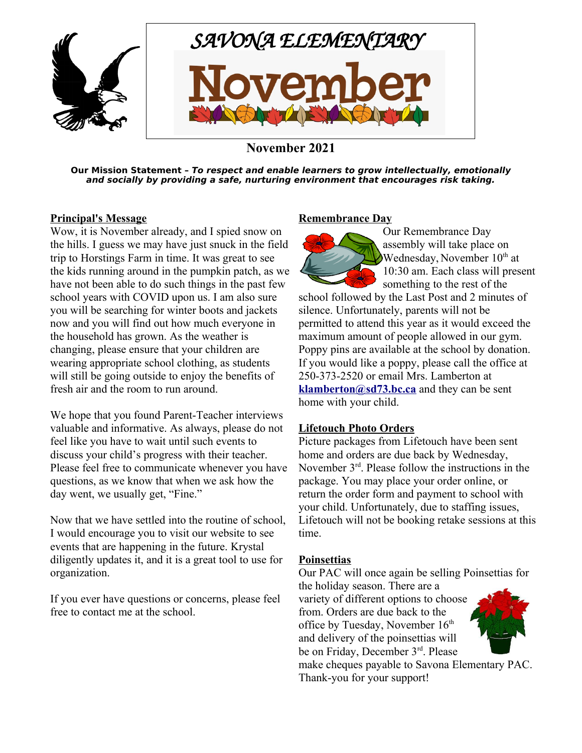# SAVONA ELEMENTARY

# November

## November 2021

**Our Mission Statement –** ***To respect and enable learners to grow intellectually, emotionally and socially by providing a safe, nurturing environment that encourages risk taking.***

## Principal's Message

Wow, it is November already, and I spied snow on the hills. I guess we may have just snuck in the field trip to Horstings Farm in time. It was great to see the kids running around in the pumpkin patch, as we have not been able to do such things in the past few school years with COVID upon us. I am also sure you will be searching for winter boots and jackets now and you will find out how much everyone in the household has grown. As the weather is changing, please ensure that your children are wearing appropriate school clothing, as students will still be going outside to enjoy the benefits of fresh air and the room to run around.

We hope that you found Parent-Teacher interviews valuable and informative. As always, please do not feel like you have to wait until such events to discuss your child's progress with their teacher. Please feel free to communicate whenever you have questions, as we know that when we ask how the day went, we usually get, "Fine."

Now that we have settled into the routine of school, I would encourage you to visit our website to see events that are happening in the future. Krystal diligently updates it, and it is a great tool to use for organization.

If you ever have questions or concerns, please feel free to contact me at the school.

## Remembrance Day

Our Remembrance Day assembly will take place on Wednesday, November 10th at 10:30 am. Each class will present something to the rest of the school followed by the Last Post and 2 minutes of silence. Unfortunately, parents will not be permitted to attend this year as it would exceed the maximum amount of people allowed in our gym. Poppy pins are available at the school by donation. If you would like a poppy, please call the office at 250-373-2520 or email Mrs. Lamberton at **klamberton@sd73.bc.ca** and they can be sent home with your child.

## Lifetouch Photo Orders

Picture packages from Lifetouch have been sent home and orders are due back by Wednesday, November 3rd. Please follow the instructions in the package. You may place your order online, or return the order form and payment to school with your child. Unfortunately, due to staffing issues, Lifetouch will not be booking retake sessions at this time.

## Poinsettias

Our PAC will once again be selling Poinsettias for the holiday season. There are a variety of different options to choose from. Orders are due back to the office by Tuesday, November 16th and delivery of the poinsettias will be on Friday, December 3rd. Please make cheques payable to Savona Elementary PAC. Thank-you for your support!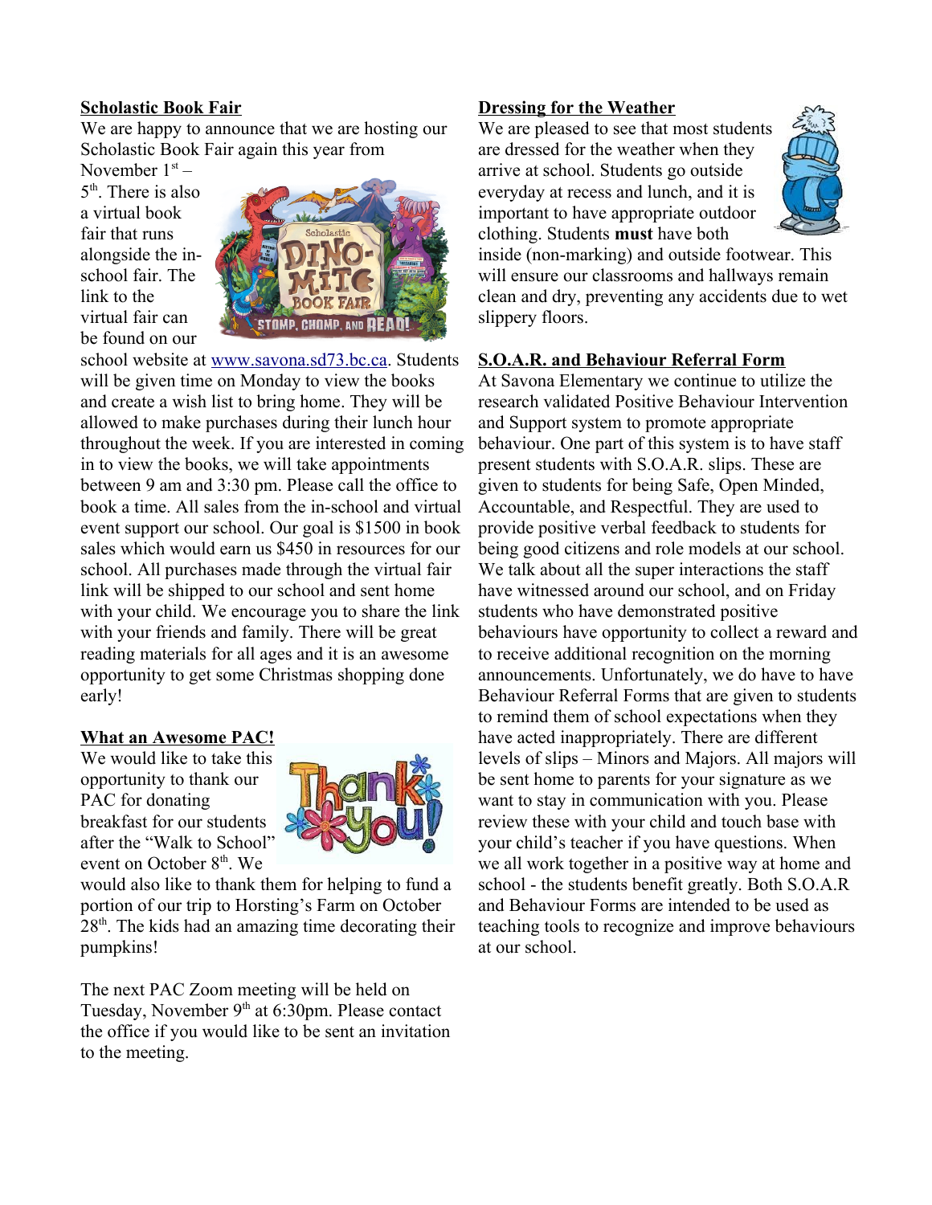**Scholastic Book Fair**

We are happy to announce that we are hosting our Scholastic Book Fair again this year from November 1st – 5th. There is also a virtual book fair that runs alongside the in-school fair. The link to the virtual fair can be found on our school website at www.savona.sd73.bc.ca. Students will be given time on Monday to view the books and create a wish list to bring home. They will be allowed to make purchases during their lunch hour throughout the week. If you are interested in coming in to view the books, we will take appointments between 9 am and 3:30 pm. Please call the office to book a time. All sales from the in-school and virtual event support our school. Our goal is $1500 in book sales which would earn us $450 in resources for our school. All purchases made through the virtual fair link will be shipped to our school and sent home with your child. We encourage you to share the link with your friends and family. There will be great reading materials for all ages and it is an awesome opportunity to get some Christmas shopping done early!

**What an Awesome PAC!**

We would like to take this opportunity to thank our PAC for donating breakfast for our students after the "Walk to School" event on October 8th. We would also like to thank them for helping to fund a portion of our trip to Horsting's Farm on October 28th. The kids had an amazing time decorating their pumpkins!

The next PAC Zoom meeting will be held on Tuesday, November 9th at 6:30pm. Please contact the office if you would like to be sent an invitation to the meeting.

**Dressing for the Weather**

We are pleased to see that most students are dressed for the weather when they arrive at school. Students go outside everyday at recess and lunch, and it is important to have appropriate outdoor clothing. Students **must** have both inside (non-marking) and outside footwear. This will ensure our classrooms and hallways remain clean and dry, preventing any accidents due to wet slippery floors.

**S.O.A.R. and Behaviour Referral Form**

At Savona Elementary we continue to utilize the research validated Positive Behaviour Intervention and Support system to promote appropriate behaviour. One part of this system is to have staff present students with S.O.A.R. slips. These are given to students for being Safe, Open Minded, Accountable, and Respectful. They are used to provide positive verbal feedback to students for being good citizens and role models at our school. We talk about all the super interactions the staff have witnessed around our school, and on Friday students who have demonstrated positive behaviours have opportunity to collect a reward and to receive additional recognition on the morning announcements. Unfortunately, we do have to have Behaviour Referral Forms that are given to students to remind them of school expectations when they have acted inappropriately. There are different levels of slips – Minors and Majors. All majors will be sent home to parents for your signature as we want to stay in communication with you. Please review these with your child and touch base with your child's teacher if you have questions. When we all work together in a positive way at home and school - the students benefit greatly. Both S.O.A.R and Behaviour Forms are intended to be used as teaching tools to recognize and improve behaviours at our school.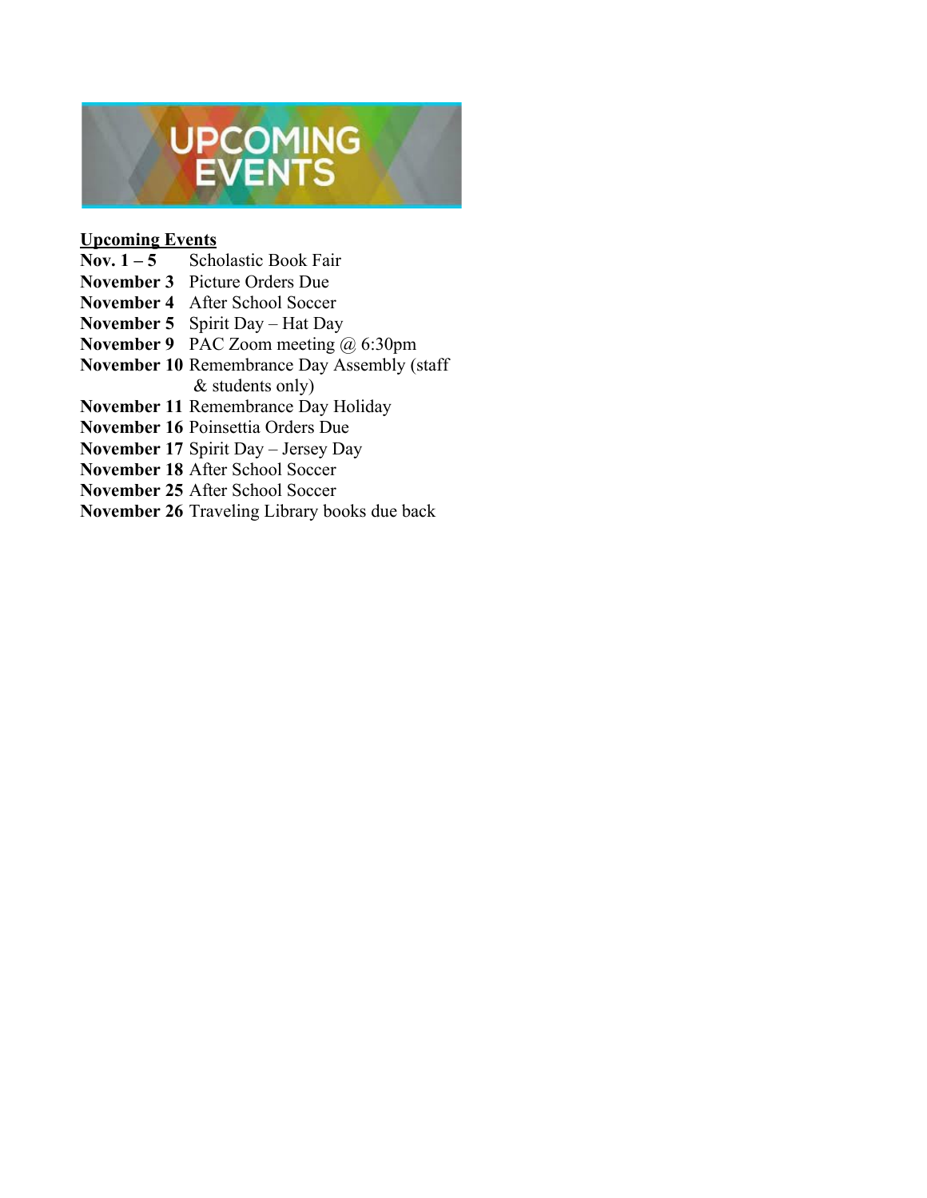# UPCOMING EVENTS

**Upcoming Events**

**Nov. 1 – 5** Scholastic Book Fair
**November 3** Picture Orders Due
**November 4** After School Soccer
**November 5** Spirit Day – Hat Day
**November 9** PAC Zoom meeting @ 6:30pm
**November 10** Remembrance Day Assembly (staff & students only)
**November 11** Remembrance Day Holiday
**November 16** Poinsettia Orders Due
**November 17** Spirit Day – Jersey Day
**November 18** After School Soccer
**November 25** After School Soccer
**November 26** Traveling Library books due back